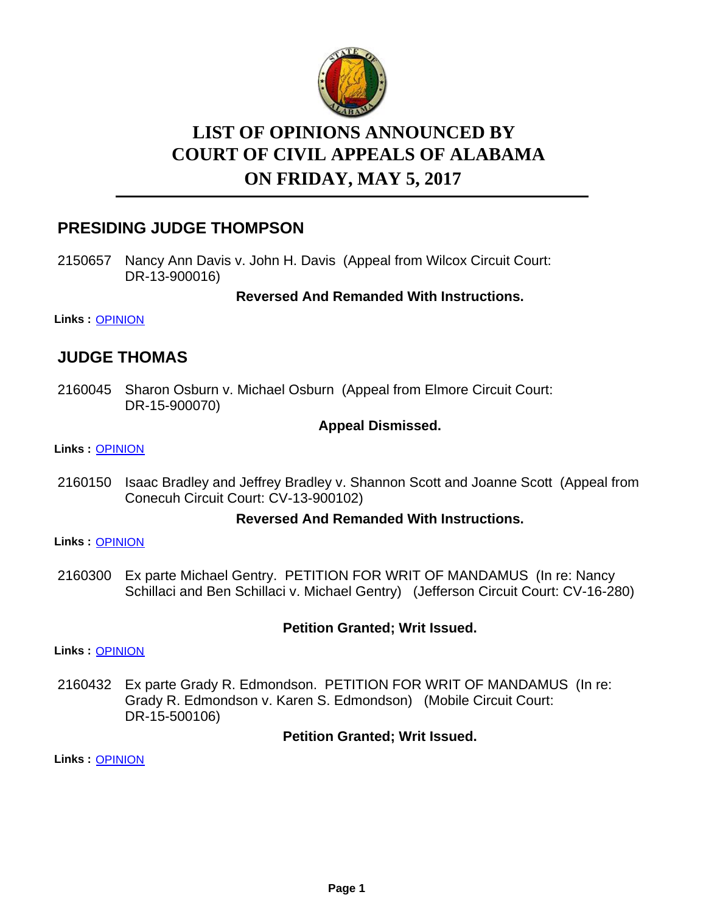# LIST OF OPINIONS ANNOUNCED BY COURT OF CIVIL APPEALS OF ALABAMA ON FRIDAY, MAY 5, 2017

## PRESIDING JUDGE THOMPSON

2150657 Nancy Ann Davis v. John H. Davis (Appeal from Wilcox Circuit Court: DR-13-900016)

**Reversed And Remanded With Instructions.**

**Links :** OPINION

## JUDGE THOMAS

2160045 Sharon Osburn v. Michael Osburn (Appeal from Elmore Circuit Court: DR-15-900070)

**Appeal Dismissed.**

**Links :** OPINION

2160150 Isaac Bradley and Jeffrey Bradley v. Shannon Scott and Joanne Scott (Appeal from Conecuh Circuit Court: CV-13-900102)

**Reversed And Remanded With Instructions.**

**Links :** OPINION

2160300 Ex parte Michael Gentry. PETITION FOR WRIT OF MANDAMUS (In re: Nancy Schillaci and Ben Schillaci v. Michael Gentry) (Jefferson Circuit Court: CV-16-280)

**Petition Granted; Writ Issued.**

**Links :** OPINION

2160432 Ex parte Grady R. Edmondson. PETITION FOR WRIT OF MANDAMUS (In re: Grady R. Edmondson v. Karen S. Edmondson) (Mobile Circuit Court: DR-15-500106)

**Petition Granted; Writ Issued.**

**Links :** OPINION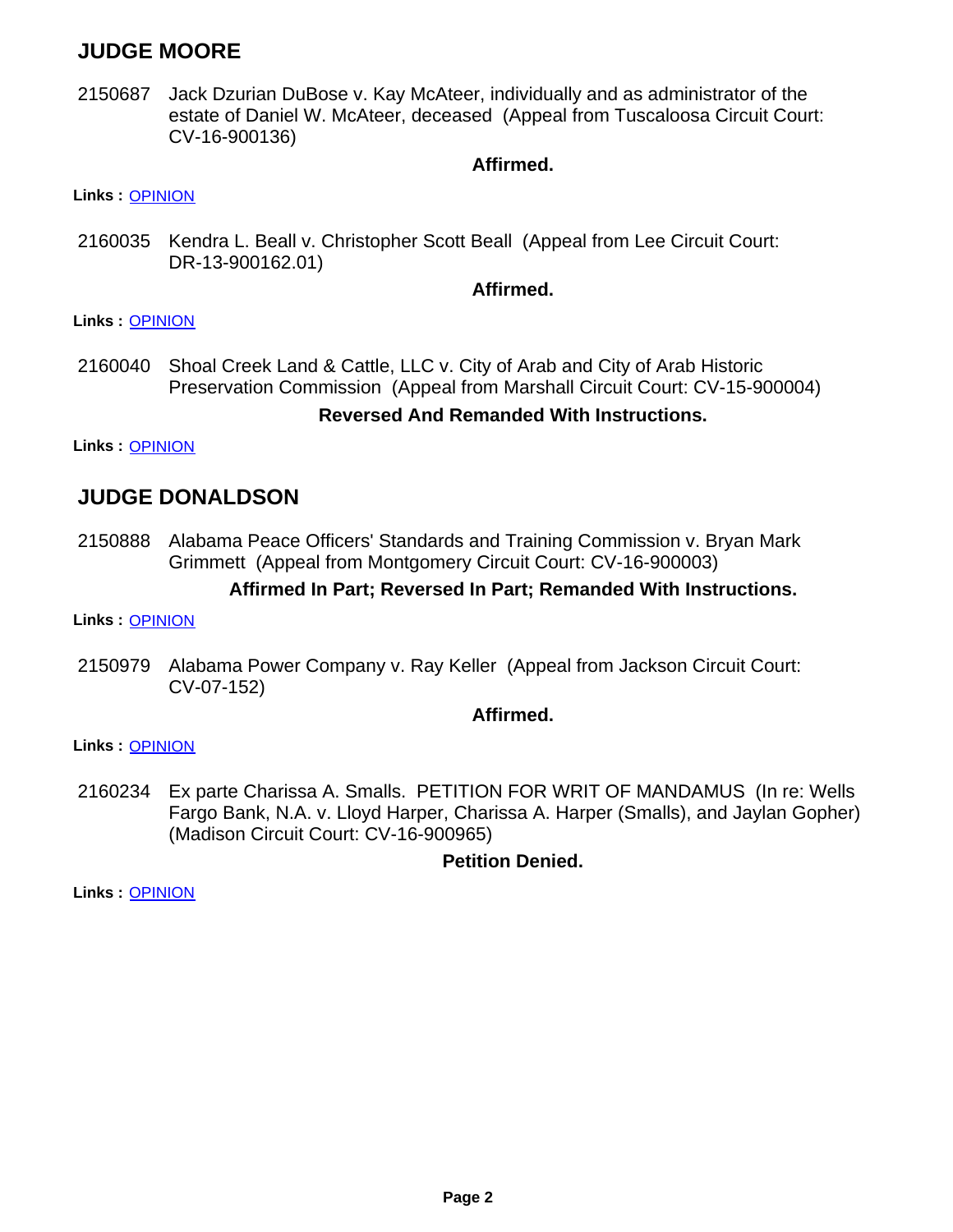## JUDGE MOORE

2150687 Jack Dzurian DuBose v. Kay McAteer, individually and as administrator of the estate of Daniel W. McAteer, deceased (Appeal from Tuscaloosa Circuit Court: CV-16-900136)

**Affirmed.**

**Links :** OPINION

2160035 Kendra L. Beall v. Christopher Scott Beall (Appeal from Lee Circuit Court: DR-13-900162.01)

**Affirmed.**

**Links :** OPINION

2160040 Shoal Creek Land & Cattle, LLC v. City of Arab and City of Arab Historic Preservation Commission (Appeal from Marshall Circuit Court: CV-15-900004)

**Reversed And Remanded With Instructions.**

**Links :** OPINION

## JUDGE DONALDSON

2150888 Alabama Peace Officers' Standards and Training Commission v. Bryan Mark Grimmett (Appeal from Montgomery Circuit Court: CV-16-900003)

**Affirmed In Part; Reversed In Part; Remanded With Instructions.**

**Links :** OPINION

2150979 Alabama Power Company v. Ray Keller (Appeal from Jackson Circuit Court: CV-07-152)

**Affirmed.**

**Links :** OPINION

2160234 Ex parte Charissa A. Smalls. PETITION FOR WRIT OF MANDAMUS (In re: Wells Fargo Bank, N.A. v. Lloyd Harper, Charissa A. Harper (Smalls), and Jaylan Gopher) (Madison Circuit Court: CV-16-900965)

**Petition Denied.**

**Links :** OPINION